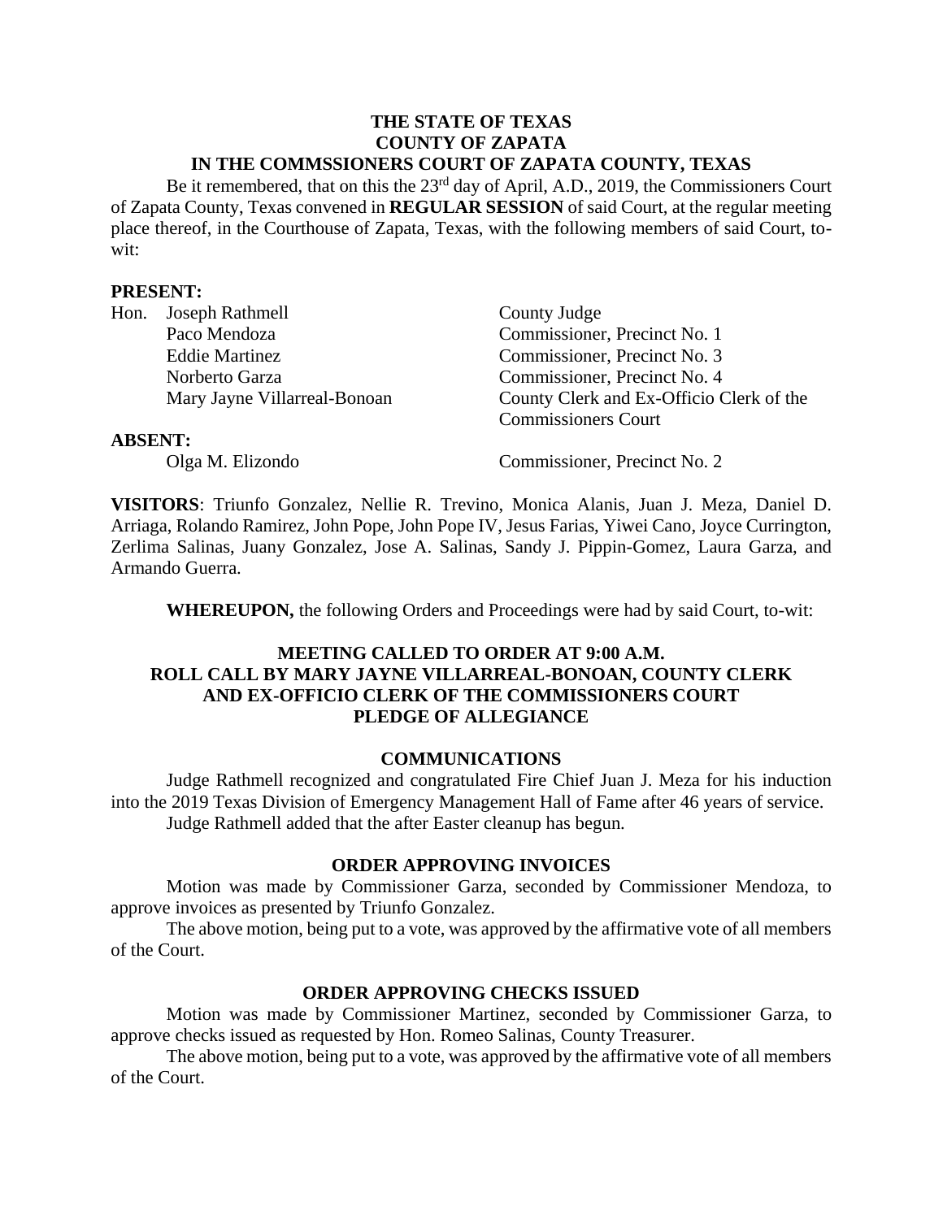**THE STATE OF TEXAS**
**COUNTY OF ZAPATA**
**IN THE COMMSSIONERS COURT OF ZAPATA COUNTY, TEXAS**

Be it remembered, that on this the 23rd day of April, A.D., 2019, the Commissioners Court of Zapata County, Texas convened in **REGULAR SESSION** of said Court, at the regular meeting place thereof, in the Courthouse of Zapata, Texas, with the following members of said Court, to-wit:

**PRESENT:**

| | |
|---|---|
| Hon. Joseph Rathmell | County Judge |
| Paco Mendoza | Commissioner, Precinct No. 1 |
| Eddie Martinez | Commissioner, Precinct No. 3 |
| Norberto Garza | Commissioner, Precinct No. 4 |
| Mary Jayne Villarreal-Bonoan | County Clerk and Ex-Officio Clerk of the Commissioners Court |

**ABSENT:**

| | |
|---|---|
| Olga M. Elizondo | Commissioner, Precinct No. 2 |

**VISITORS**: Triunfo Gonzalez, Nellie R. Trevino, Monica Alanis, Juan J. Meza, Daniel D. Arriaga, Rolando Ramirez, John Pope, John Pope IV, Jesus Farias, Yiwei Cano, Joyce Currington, Zerlima Salinas, Juany Gonzalez, Jose A. Salinas, Sandy J. Pippin-Gomez, Laura Garza, and Armando Guerra.

**WHEREUPON,** the following Orders and Proceedings were had by said Court, to-wit:

## MEETING CALLED TO ORDER AT 9:00 A.M.
## ROLL CALL BY MARY JAYNE VILLARREAL-BONOAN, COUNTY CLERK AND EX-OFFICIO CLERK OF THE COMMISSIONERS COURT
## PLEDGE OF ALLEGIANCE

### COMMUNICATIONS

Judge Rathmell recognized and congratulated Fire Chief Juan J. Meza for his induction into the 2019 Texas Division of Emergency Management Hall of Fame after 46 years of service.

Judge Rathmell added that the after Easter cleanup has begun.

### ORDER APPROVING INVOICES

Motion was made by Commissioner Garza, seconded by Commissioner Mendoza, to approve invoices as presented by Triunfo Gonzalez.

The above motion, being put to a vote, was approved by the affirmative vote of all members of the Court.

### ORDER APPROVING CHECKS ISSUED

Motion was made by Commissioner Martinez, seconded by Commissioner Garza, to approve checks issued as requested by Hon. Romeo Salinas, County Treasurer.

The above motion, being put to a vote, was approved by the affirmative vote of all members of the Court.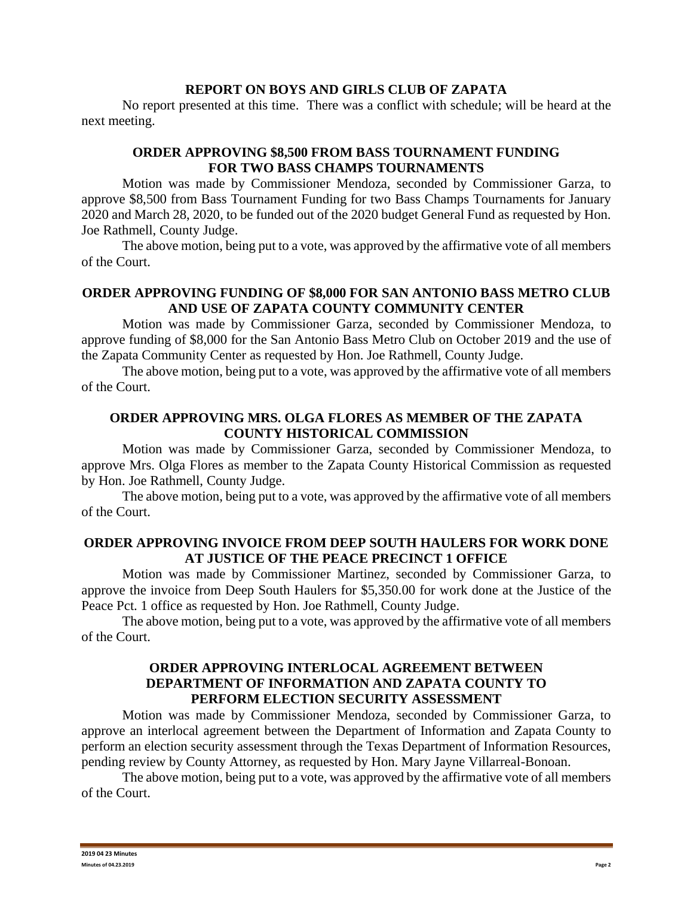## REPORT ON BOYS AND GIRLS CLUB OF ZAPATA

No report presented at this time. There was a conflict with schedule; will be heard at the next meeting.

## ORDER APPROVING $8,500 FROM BASS TOURNAMENT FUNDING FOR TWO BASS CHAMPS TOURNAMENTS

Motion was made by Commissioner Mendoza, seconded by Commissioner Garza, to approve $8,500 from Bass Tournament Funding for two Bass Champs Tournaments for January 2020 and March 28, 2020, to be funded out of the 2020 budget General Fund as requested by Hon. Joe Rathmell, County Judge.

The above motion, being put to a vote, was approved by the affirmative vote of all members of the Court.

## ORDER APPROVING FUNDING OF $8,000 FOR SAN ANTONIO BASS METRO CLUB AND USE OF ZAPATA COUNTY COMMUNITY CENTER

Motion was made by Commissioner Garza, seconded by Commissioner Mendoza, to approve funding of $8,000 for the San Antonio Bass Metro Club on October 2019 and the use of the Zapata Community Center as requested by Hon. Joe Rathmell, County Judge.

The above motion, being put to a vote, was approved by the affirmative vote of all members of the Court.

## ORDER APPROVING MRS. OLGA FLORES AS MEMBER OF THE ZAPATA COUNTY HISTORICAL COMMISSION

Motion was made by Commissioner Garza, seconded by Commissioner Mendoza, to approve Mrs. Olga Flores as member to the Zapata County Historical Commission as requested by Hon. Joe Rathmell, County Judge.

The above motion, being put to a vote, was approved by the affirmative vote of all members of the Court.

## ORDER APPROVING INVOICE FROM DEEP SOUTH HAULERS FOR WORK DONE AT JUSTICE OF THE PEACE PRECINCT 1 OFFICE

Motion was made by Commissioner Martinez, seconded by Commissioner Garza, to approve the invoice from Deep South Haulers for $5,350.00 for work done at the Justice of the Peace Pct. 1 office as requested by Hon. Joe Rathmell, County Judge.

The above motion, being put to a vote, was approved by the affirmative vote of all members of the Court.

## ORDER APPROVING INTERLOCAL AGREEMENT BETWEEN DEPARTMENT OF INFORMATION AND ZAPATA COUNTY TO PERFORM ELECTION SECURITY ASSESSMENT

Motion was made by Commissioner Mendoza, seconded by Commissioner Garza, to approve an interlocal agreement between the Department of Information and Zapata County to perform an election security assessment through the Texas Department of Information Resources, pending review by County Attorney, as requested by Hon. Mary Jayne Villarreal-Bonoan.

The above motion, being put to a vote, was approved by the affirmative vote of all members of the Court.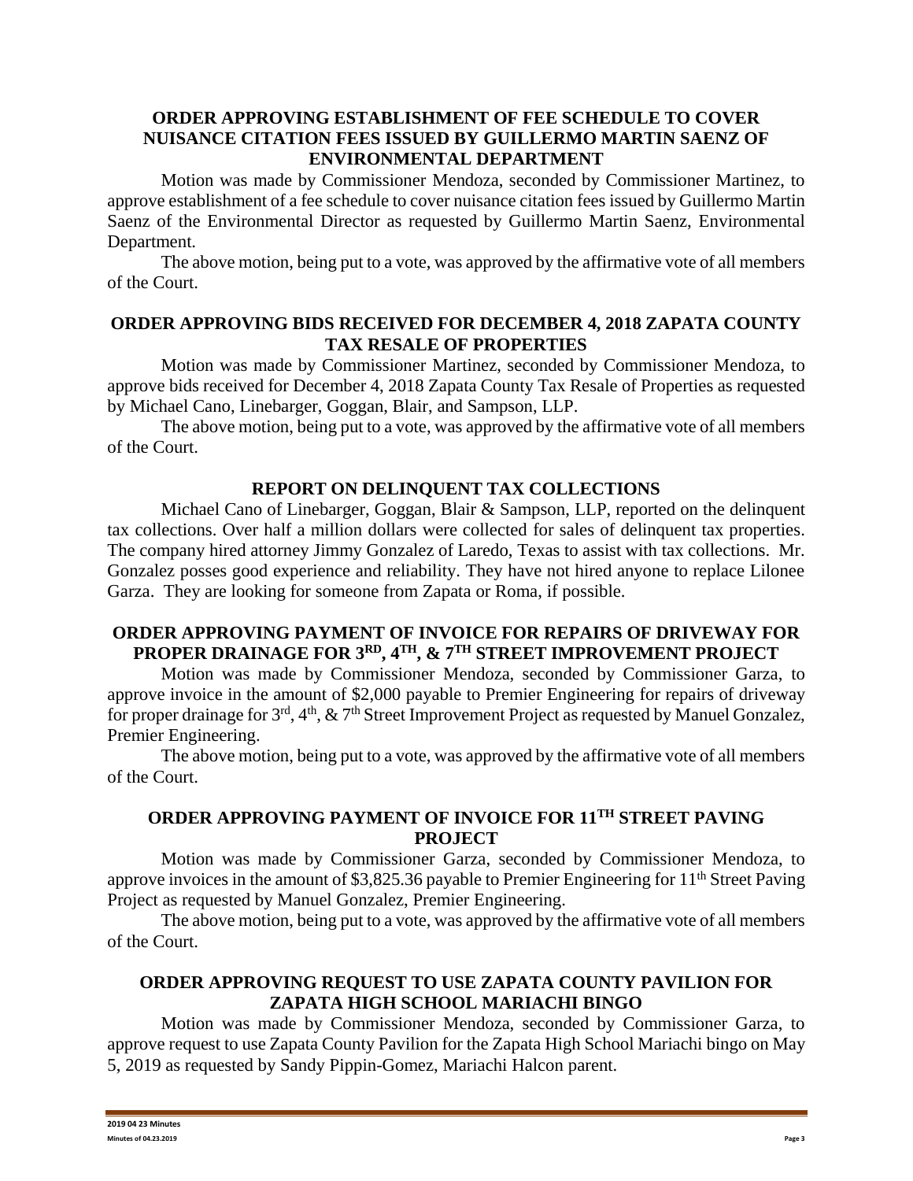## ORDER APPROVING ESTABLISHMENT OF FEE SCHEDULE TO COVER NUISANCE CITATION FEES ISSUED BY GUILLERMO MARTIN SAENZ OF ENVIRONMENTAL DEPARTMENT

Motion was made by Commissioner Mendoza, seconded by Commissioner Martinez, to approve establishment of a fee schedule to cover nuisance citation fees issued by Guillermo Martin Saenz of the Environmental Director as requested by Guillermo Martin Saenz, Environmental Department.

The above motion, being put to a vote, was approved by the affirmative vote of all members of the Court.

## ORDER APPROVING BIDS RECEIVED FOR DECEMBER 4, 2018 ZAPATA COUNTY TAX RESALE OF PROPERTIES

Motion was made by Commissioner Martinez, seconded by Commissioner Mendoza, to approve bids received for December 4, 2018 Zapata County Tax Resale of Properties as requested by Michael Cano, Linebarger, Goggan, Blair, and Sampson, LLP.

The above motion, being put to a vote, was approved by the affirmative vote of all members of the Court.

## REPORT ON DELINQUENT TAX COLLECTIONS

Michael Cano of Linebarger, Goggan, Blair & Sampson, LLP, reported on the delinquent tax collections. Over half a million dollars were collected for sales of delinquent tax properties. The company hired attorney Jimmy Gonzalez of Laredo, Texas to assist with tax collections. Mr. Gonzalez posses good experience and reliability. They have not hired anyone to replace Lilonee Garza. They are looking for someone from Zapata or Roma, if possible.

## ORDER APPROVING PAYMENT OF INVOICE FOR REPAIRS OF DRIVEWAY FOR PROPER DRAINAGE FOR 3RD, 4TH, & 7TH STREET IMPROVEMENT PROJECT

Motion was made by Commissioner Mendoza, seconded by Commissioner Garza, to approve invoice in the amount of $2,000 payable to Premier Engineering for repairs of driveway for proper drainage for 3rd, 4th, & 7th Street Improvement Project as requested by Manuel Gonzalez, Premier Engineering.

The above motion, being put to a vote, was approved by the affirmative vote of all members of the Court.

## ORDER APPROVING PAYMENT OF INVOICE FOR 11TH STREET PAVING PROJECT

Motion was made by Commissioner Garza, seconded by Commissioner Mendoza, to approve invoices in the amount of $3,825.36 payable to Premier Engineering for 11th Street Paving Project as requested by Manuel Gonzalez, Premier Engineering.

The above motion, being put to a vote, was approved by the affirmative vote of all members of the Court.

## ORDER APPROVING REQUEST TO USE ZAPATA COUNTY PAVILION FOR ZAPATA HIGH SCHOOL MARIACHI BINGO

Motion was made by Commissioner Mendoza, seconded by Commissioner Garza, to approve request to use Zapata County Pavilion for the Zapata High School Mariachi bingo on May 5, 2019 as requested by Sandy Pippin-Gomez, Mariachi Halcon parent.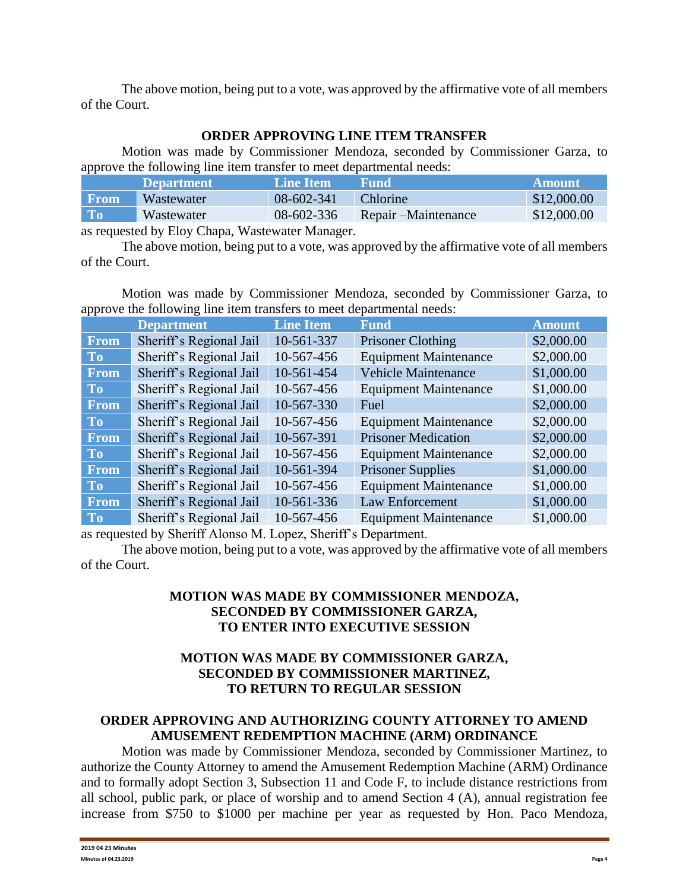The above motion, being put to a vote, was approved by the affirmative vote of all members of the Court.

**ORDER APPROVING LINE ITEM TRANSFER**

Motion was made by Commissioner Mendoza, seconded by Commissioner Garza, to approve the following line item transfer to meet departmental needs:

| | Department | Line Item | Fund | Amount |
|---|---|---|---|---|
| From | Wastewater | 08-602-341 | Chlorine | $12,000.00 |
| To | Wastewater | 08-602-336 | Repair –Maintenance | $12,000.00 |

as requested by Eloy Chapa, Wastewater Manager.

The above motion, being put to a vote, was approved by the affirmative vote of all members of the Court.

Motion was made by Commissioner Mendoza, seconded by Commissioner Garza, to approve the following line item transfers to meet departmental needs:

| | Department | Line Item | Fund | Amount |
|---|---|---|---|---|
| From | Sheriff's Regional Jail | 10-561-337 | Prisoner Clothing | $2,000.00 |
| To | Sheriff's Regional Jail | 10-567-456 | Equipment Maintenance | $2,000.00 |
| From | Sheriff's Regional Jail | 10-561-454 | Vehicle Maintenance | $1,000.00 |
| To | Sheriff's Regional Jail | 10-567-456 | Equipment Maintenance | $1,000.00 |
| From | Sheriff's Regional Jail | 10-567-330 | Fuel | $2,000.00 |
| To | Sheriff's Regional Jail | 10-567-456 | Equipment Maintenance | $2,000.00 |
| From | Sheriff's Regional Jail | 10-567-391 | Prisoner Medication | $2,000.00 |
| To | Sheriff's Regional Jail | 10-567-456 | Equipment Maintenance | $2,000.00 |
| From | Sheriff's Regional Jail | 10-561-394 | Prisoner Supplies | $1,000.00 |
| To | Sheriff's Regional Jail | 10-567-456 | Equipment Maintenance | $1,000.00 |
| From | Sheriff's Regional Jail | 10-561-336 | Law Enforcement | $1,000.00 |
| To | Sheriff's Regional Jail | 10-567-456 | Equipment Maintenance | $1,000.00 |

as requested by Sheriff Alonso M. Lopez, Sheriff's Department.

The above motion, being put to a vote, was approved by the affirmative vote of all members of the Court.

**MOTION WAS MADE BY COMMISSIONER MENDOZA, SECONDED BY COMMISSIONER GARZA, TO ENTER INTO EXECUTIVE SESSION**

**MOTION WAS MADE BY COMMISSIONER GARZA, SECONDED BY COMMISSIONER MARTINEZ, TO RETURN TO REGULAR SESSION**

**ORDER APPROVING AND AUTHORIZING COUNTY ATTORNEY TO AMEND AMUSEMENT REDEMPTION MACHINE (ARM) ORDINANCE**

Motion was made by Commissioner Mendoza, seconded by Commissioner Martinez, to authorize the County Attorney to amend the Amusement Redemption Machine (ARM) Ordinance and to formally adopt Section 3, Subsection 11 and Code F, to include distance restrictions from all school, public park, or place of worship and to amend Section 4 (A), annual registration fee increase from $750 to $1000 per machine per year as requested by Hon. Paco Mendoza,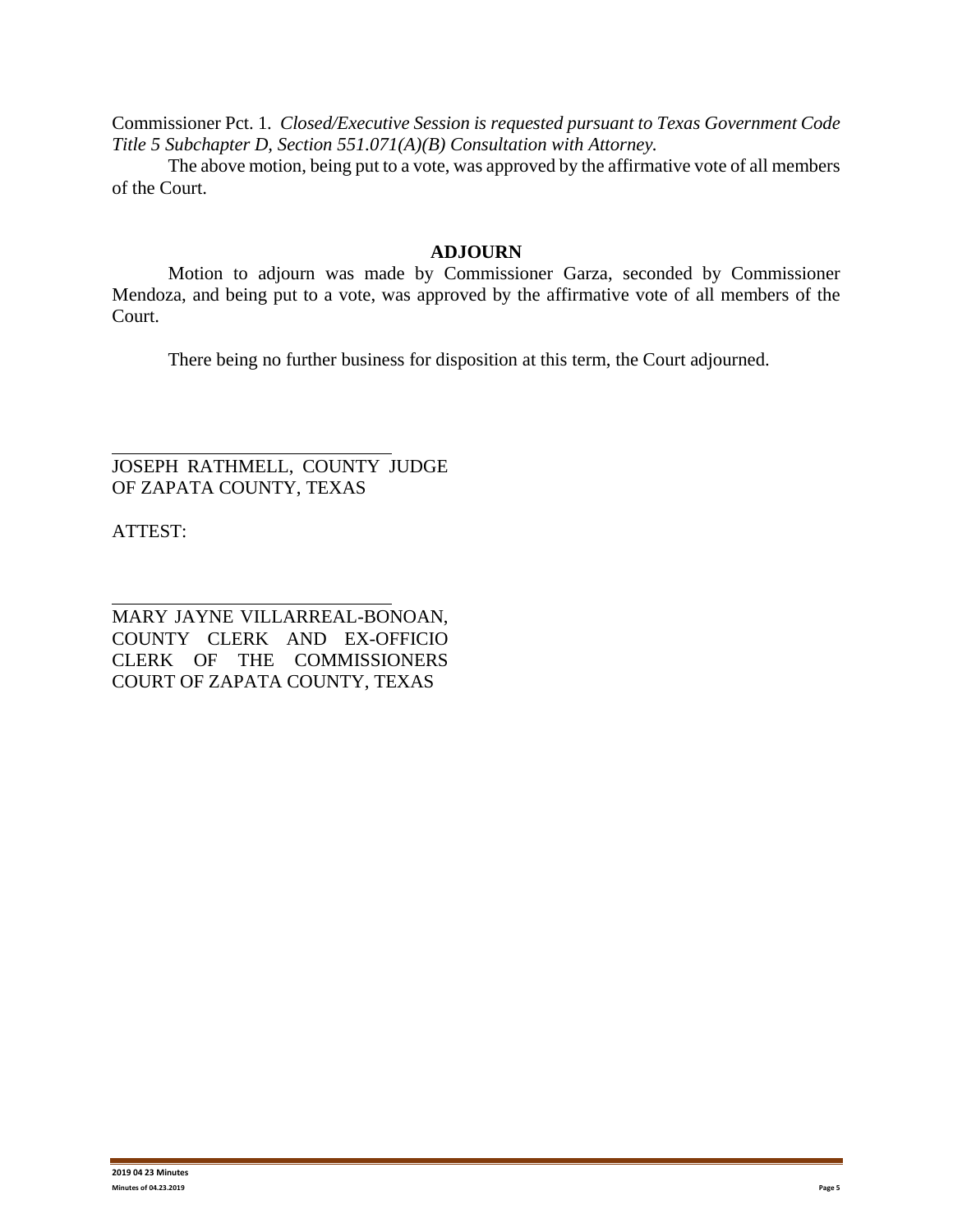Commissioner Pct. 1. *Closed/Executive Session is requested pursuant to Texas Government Code Title 5 Subchapter D, Section 551.071(A)(B) Consultation with Attorney.*

The above motion, being put to a vote, was approved by the affirmative vote of all members of the Court.

**ADJOURN**

Motion to adjourn was made by Commissioner Garza, seconded by Commissioner Mendoza, and being put to a vote, was approved by the affirmative vote of all members of the Court.

There being no further business for disposition at this term, the Court adjourned.

\_\_\_\_\_\_\_\_\_\_\_\_\_\_\_\_\_\_\_\_\_\_\_\_\_\_\_\_\_\_\_\_

JOSEPH RATHMELL, COUNTY JUDGE OF ZAPATA COUNTY, TEXAS

ATTEST:

\_\_\_\_\_\_\_\_\_\_\_\_\_\_\_\_\_\_\_\_\_\_\_\_\_\_\_\_\_\_\_\_

MARY JAYNE VILLARREAL-BONOAN, COUNTY CLERK AND EX-OFFICIO CLERK OF THE COMMISSIONERS COURT OF ZAPATA COUNTY, TEXAS